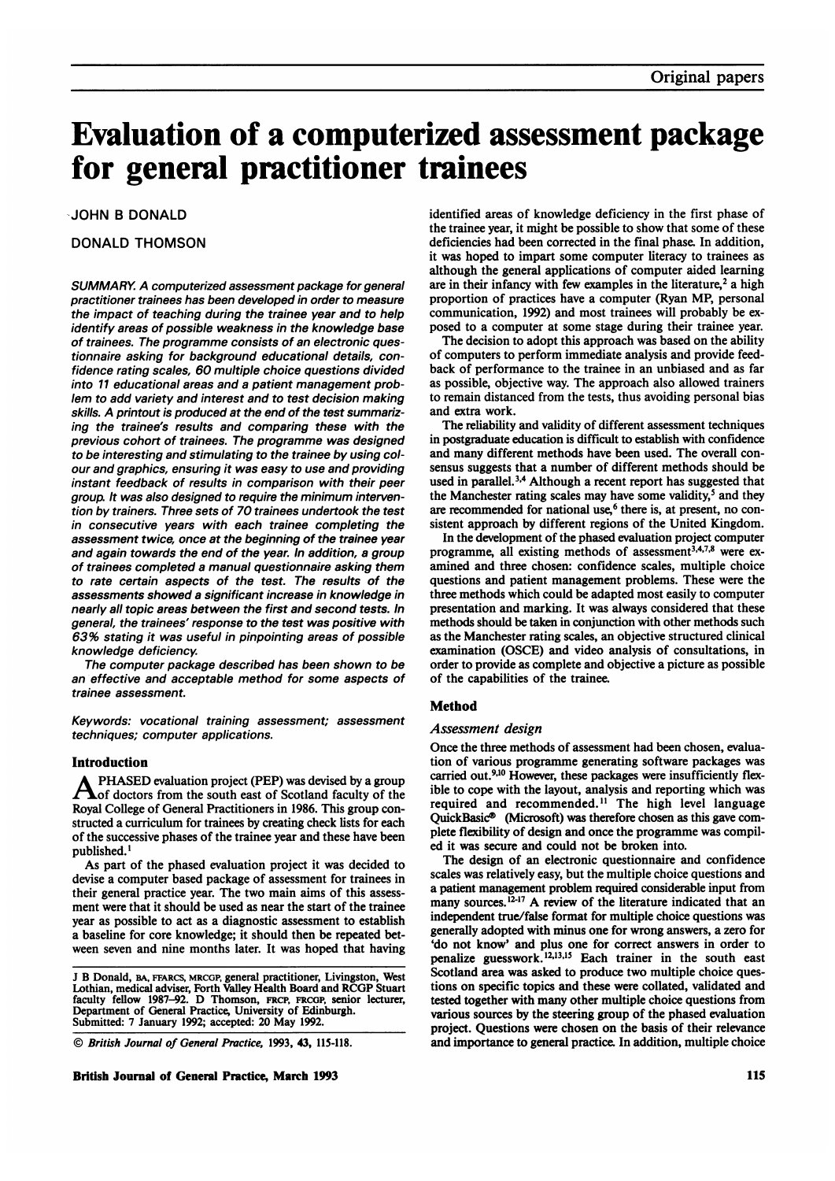# Evaluation of a computerized assessment package for general practitioner trainees

JOHN B DONALD

DONALD THOMSON

*SUMMARY. A computerized assessment package for general practitioner trainees has been developed in order to measure the impact of teaching during the trainee year and to help identify areas of possible weakness in the knowledge base of trainees. The programme consists of an electronic questionnaire asking for background educational details, confidence rating scales, 60 multiple choice questions divided into 11 educational areas and a patient management problem to add variety and interest and to test decision making skills. A printout is produced at the end of the test summarizing the trainee's results and comparing these with the previous cohort of trainees. The programme was designed to be interesting and stimulating to the trainee by using colour and graphics, ensuring it was easy to use and providing instant feedback of results in comparison with their peer group. It was also designed to require the minimum intervention by trainers. Three sets of 70 trainees undertook the test in consecutive years with each trainee completing the assessment twice, once at the beginning of the trainee year and again towards the end of the year. In addition, a group of trainees completed a manual questionnaire asking them to rate certain aspects of the test. The results of the assessments showed a significant increase in knowledge in nearly all topic areas between the first and second tests. In general, the trainees' response to the test was positive with 63% stating it was useful in pinpointing areas of possible knowledge deficiency.*

*The computer package described has been shown to be an effective and acceptable method for some aspects of trainee assessment.*

*Keywords: vocational training assessment; assessment techniques; computer applications.*

## Introduction

A PHASED evaluation project (PEP) was devised by a group of doctors from the south east of Scotland faculty of the Royal College of General Practitioners in 1986. This group constructed a curriculum for trainees by creating check lists for each of the successive phases of the trainee year and these have been published.[1]

As part of the phased evaluation project it was decided to devise a computer based package of assessment for trainees in their general practice year. The two main aims of this assessment were that it should be used as near the start of the trainee year as possible to act as a diagnostic assessment to establish a baseline for core knowledge; it should then be repeated between seven and nine months later. It was hoped that having identified areas of knowledge deficiency in the first phase of the trainee year, it might be possible to show that some of these deficiencies had been corrected in the final phase. In addition, it was hoped to impart some computer literacy to trainees as although the general applications of computer aided learning are in their infancy with few examples in the literature,[2] a high proportion of practices have a computer (Ryan MP, personal communication, 1992) and most trainees will probably be exposed to a computer at some stage during their trainee year.

The decision to adopt this approach was based on the ability of computers to perform immediate analysis and provide feedback of performance to the trainee in an unbiased and as far as possible, objective way. The approach also allowed trainers to remain distanced from the tests, thus avoiding personal bias and extra work.

The reliability and validity of different assessment techniques in postgraduate education is difficult to establish with confidence and many different methods have been used. The overall consensus suggests that a number of different methods should be used in parallel.[3,4] Although a recent report has suggested that the Manchester rating scales may have some validity,[5] and they are recommended for national use,[6] there is, at present, no consistent approach by different regions of the United Kingdom.

In the development of the phased evaluation project computer programme, all existing methods of assessment[3,4,7,8] were examined and three chosen: confidence scales, multiple choice questions and patient management problems. These were the three methods which could be adapted most easily to computer presentation and marking. It was always considered that these methods should be taken in conjunction with other methods such as the Manchester rating scales, an objective structured clinical examination (OSCE) and video analysis of consultations, in order to provide as complete and objective a picture as possible of the capabilities of the trainee.

## Method

### Assessment design

Once the three methods of assessment had been chosen, evaluation of various programme generating software packages was carried out.[9,10] However, these packages were insufficiently flexible to cope with the layout, analysis and reporting which was required and recommended.[11] The high level language QuickBasic® (Microsoft) was therefore chosen as this gave complete flexibility of design and once the programme was compiled it was secure and could not be broken into.

The design of an electronic questionnaire and confidence scales was relatively easy, but the multiple choice questions and a patient management problem required considerable input from many sources.[12-17] A review of the literature indicated that an independent true/false format for multiple choice questions was generally adopted with minus one for wrong answers, a zero for 'do not know' and plus one for correct answers in order to penalize guesswork.[12,13,15] Each trainer in the south east Scotland area was asked to produce two multiple choice questions on specific topics and these were collated, validated and tested together with many other multiple choice questions from various sources by the steering group of the phased evaluation project. Questions were chosen on the basis of their relevance and importance to general practice. In addition, multiple choice

---

J B Donald, BA, FFARCS, MRCGP, general practitioner, Livingston, West Lothian, medical adviser, Forth Valley Health Board and RCGP Stuart faculty fellow 1987–92. D Thomson, FRCP, FRCGP, senior lecturer, Department of General Practice, University of Edinburgh.
Submitted: 7 January 1992; accepted: 20 May 1992.

© *British Journal of General Practice*, 1993, **43**, 115-118.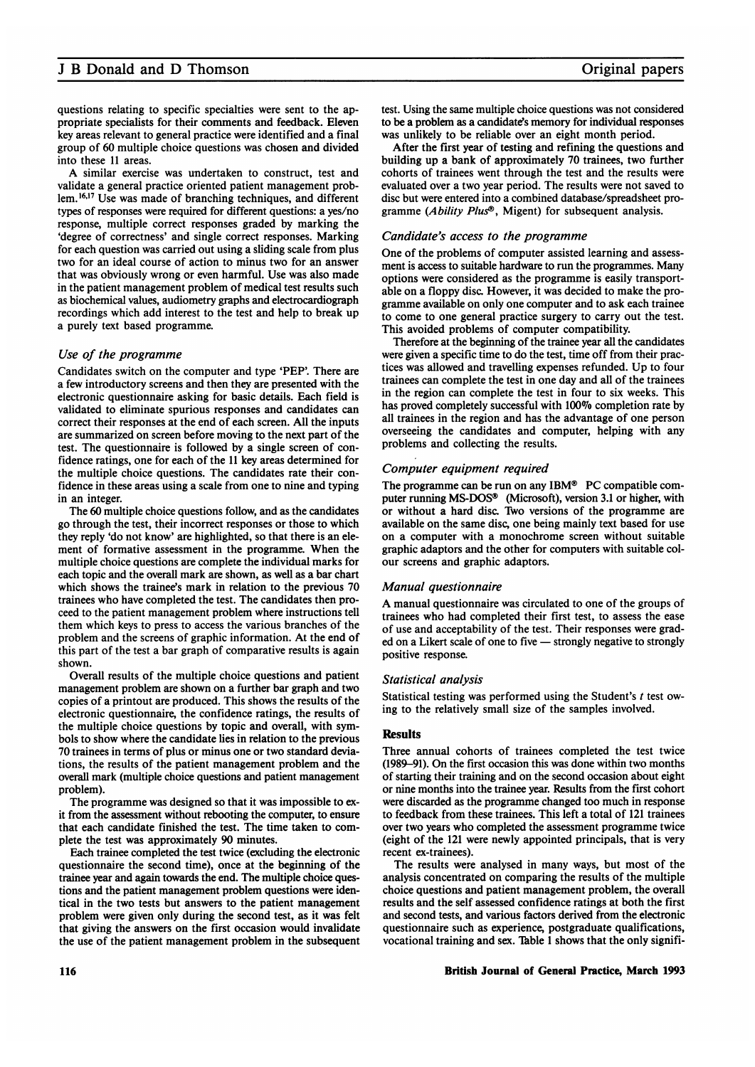questions relating to specific specialties were sent to the appropriate specialists for their comments and feedback. Eleven key areas relevant to general practice were identified and a final group of 60 multiple choice questions was chosen and divided into these 11 areas.

A similar exercise was undertaken to construct, test and validate a general practice oriented patient management problem.[16,17] Use was made of branching techniques, and different types of responses were required for different questions: a yes/no response, multiple correct responses graded by marking the 'degree of correctness' and single correct responses. Marking for each question was carried out using a sliding scale from plus two for an ideal course of action to minus two for an answer that was obviously wrong or even harmful. Use was also made in the patient management problem of medical test results such as biochemical values, audiometry graphs and electrocardiograph recordings which add interest to the test and help to break up a purely text based programme.

### *Use of the programme*

Candidates switch on the computer and type 'PEP'. There are a few introductory screens and then they are presented with the electronic questionnaire asking for basic details. Each field is validated to eliminate spurious responses and candidates can correct their responses at the end of each screen. All the inputs are summarized on screen before moving to the next part of the test. The questionnaire is followed by a single screen of confidence ratings, one for each of the 11 key areas determined for the multiple choice questions. The candidates rate their confidence in these areas using a scale from one to nine and typing in an integer.

The 60 multiple choice questions follow, and as the candidates go through the test, their incorrect responses or those to which they reply 'do not know' are highlighted, so that there is an element of formative assessment in the programme. When the multiple choice questions are complete the individual marks for each topic and the overall mark are shown, as well as a bar chart which shows the trainee's mark in relation to the previous 70 trainees who have completed the test. The candidates then proceed to the patient management problem where instructions tell them which keys to press to access the various branches of the problem and the screens of graphic information. At the end of this part of the test a bar graph of comparative results is again shown.

Overall results of the multiple choice questions and patient management problem are shown on a further bar graph and two copies of a printout are produced. This shows the results of the electronic questionnaire, the confidence ratings, the results of the multiple choice questions by topic and overall, with symbols to show where the candidate lies in relation to the previous 70 trainees in terms of plus or minus one or two standard deviations, the results of the patient management problem and the overall mark (multiple choice questions and patient management problem).

The programme was designed so that it was impossible to exit from the assessment without rebooting the computer, to ensure that each candidate finished the test. The time taken to complete the test was approximately 90 minutes.

Each trainee completed the test twice (excluding the electronic questionnaire the second time), once at the beginning of the trainee year and again towards the end. The multiple choice questions and the patient management problem questions were identical in the two tests but answers to the patient management problem were given only during the second test, as it was felt that giving the answers on the first occasion would invalidate the use of the patient management problem in the subsequent test. Using the same multiple choice questions was not considered to be a problem as a candidate's memory for individual responses was unlikely to be reliable over an eight month period.

After the first year of testing and refining the questions and building up a bank of approximately 70 trainees, two further cohorts of trainees went through the test and the results were evaluated over a two year period. The results were not saved to disc but were entered into a combined database/spreadsheet programme (*Ability Plus*®, Migent) for subsequent analysis.

### *Candidate's access to the programme*

One of the problems of computer assisted learning and assessment is access to suitable hardware to run the programmes. Many options were considered as the programme is easily transportable on a floppy disc. However, it was decided to make the programme available on only one computer and to ask each trainee to come to one general practice surgery to carry out the test. This avoided problems of computer compatibility.

Therefore at the beginning of the trainee year all the candidates were given a specific time to do the test, time off from their practices was allowed and travelling expenses refunded. Up to four trainees can complete the test in one day and all of the trainees in the region can complete the test in four to six weeks. This has proved completely successful with 100% completion rate by all trainees in the region and has the advantage of one person overseeing the candidates and computer, helping with any problems and collecting the results.

### *Computer equipment required*

The programme can be run on any IBM® PC compatible computer running MS-DOS® (Microsoft), version 3.1 or higher, with or without a hard disc. Two versions of the programme are available on the same disc, one being mainly text based for use on a computer with a monochrome screen without suitable graphic adaptors and the other for computers with suitable colour screens and graphic adaptors.

### *Manual questionnaire*

A manual questionnaire was circulated to one of the groups of trainees who had completed their first test, to assess the ease of use and acceptability of the test. Their responses were graded on a Likert scale of one to five — strongly negative to strongly positive response.

### *Statistical analysis*

Statistical testing was performed using the Student's $t$ test owing to the relatively small size of the samples involved.

## Results

Three annual cohorts of trainees completed the test twice (1989–91). On the first occasion this was done within two months of starting their training and on the second occasion about eight or nine months into the trainee year. Results from the first cohort were discarded as the programme changed too much in response to feedback from these trainees. This left a total of 121 trainees over two years who completed the assessment programme twice (eight of the 121 were newly appointed principals, that is very recent ex-trainees).

The results were analysed in many ways, but most of the analysis concentrated on comparing the results of the multiple choice questions and patient management problem, the overall results and the self assessed confidence ratings at both the first and second tests, and various factors derived from the electronic questionnaire such as experience, postgraduate qualifications, vocational training and sex. Table 1 shows that the only signifi-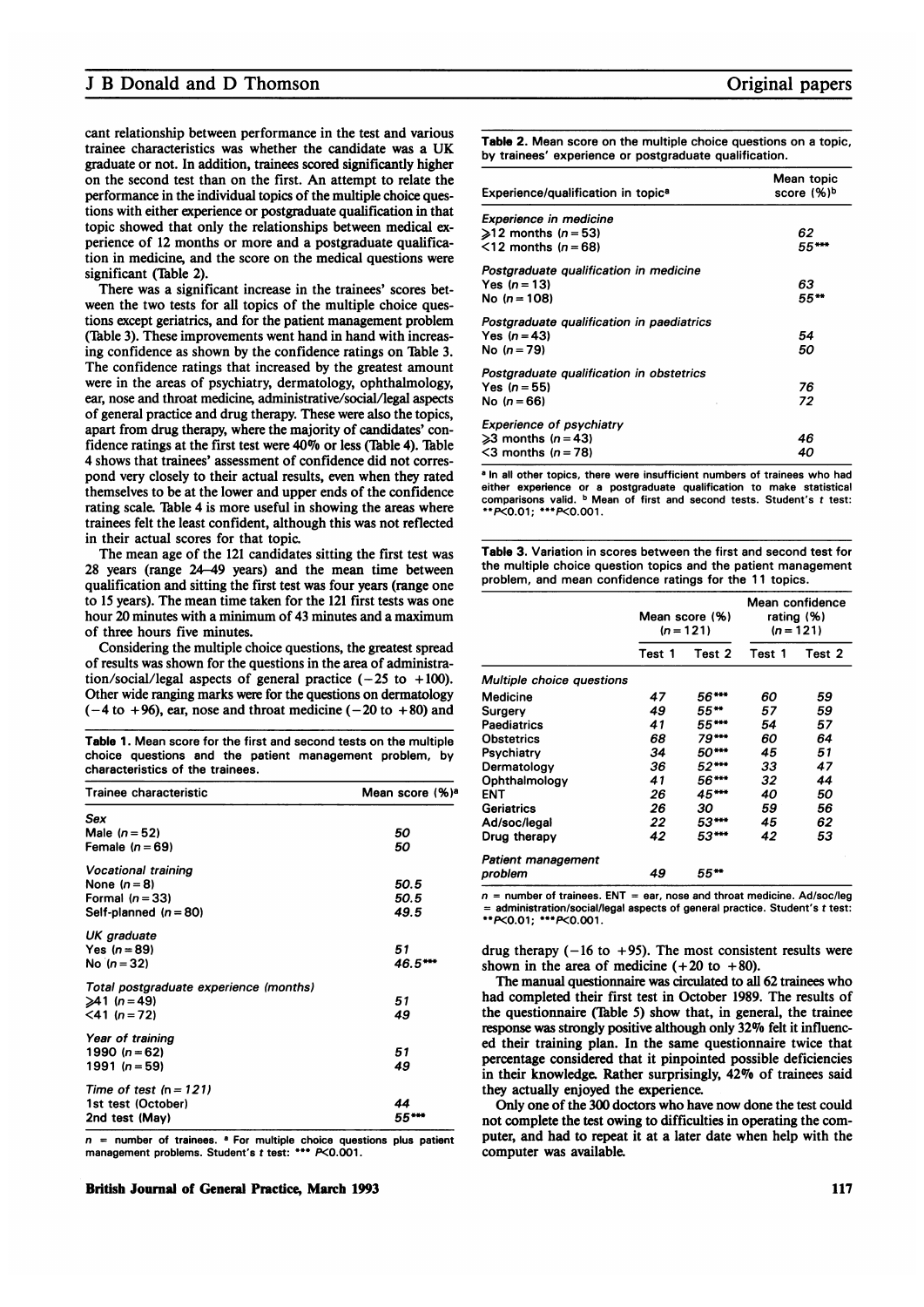cant relationship between performance in the test and various trainee characteristics was whether the candidate was a UK graduate or not. In addition, trainees scored significantly higher on the second test than on the first. An attempt to relate the performance in the individual topics of the multiple choice questions with either experience or postgraduate qualification in that topic showed that only the relationships between medical experience of 12 months or more and a postgraduate qualification in medicine, and the score on the medical questions were significant (Table 2).

There was a significant increase in the trainees' scores between the two tests for all topics of the multiple choice questions except geriatrics, and for the patient management problem (Table 3). These improvements went hand in hand with increasing confidence as shown by the confidence ratings on Table 3. The confidence ratings that increased by the greatest amount were in the areas of psychiatry, dermatology, ophthalmology, ear, nose and throat medicine, administrative/social/legal aspects of general practice and drug therapy. These were also the topics, apart from drug therapy, where the majority of candidates' confidence ratings at the first test were 40% or less (Table 4). Table 4 shows that trainees' assessment of confidence did not correspond very closely to their actual results, even when they rated themselves to be at the lower and upper ends of the confidence rating scale. Table 4 is more useful in showing the areas where trainees felt the least confident, although this was not reflected in their actual scores for that topic.

The mean age of the 121 candidates sitting the first test was 28 years (range 24–49 years) and the mean time between qualification and sitting the first test was four years (range one to 15 years). The mean time taken for the 121 first tests was one hour 20 minutes with a minimum of 43 minutes and a maximum of three hours five minutes.

Considering the multiple choice questions, the greatest spread of results was shown for the questions in the area of administration/social/legal aspects of general practice (−25 to +100). Other wide ranging marks were for the questions on dermatology (−4 to +96), ear, nose and throat medicine (−20 to +80) and drug therapy (−16 to +95). The most consistent results were shown in the area of medicine (+20 to +80).

**Table 1.** Mean score for the first and second tests on the multiple choice questions and the patient management problem, by characteristics of the trainees.

| Trainee characteristic | Mean score (%)[a] |
|---|---|
| *Sex* | |
| Male (n = 52) | 50 |
| Female (n = 69) | 50 |
| *Vocational training* | |
| None (n = 8) | 50.5 |
| Formal (n = 33) | 50.5 |
| Self-planned (n = 80) | 49.5 |
| *UK graduate* | |
| Yes (n = 89) | 51 |
| No (n = 32) | 46.5*** |
| *Total postgraduate experience (months)* | |
| ≥41 (n = 49) | 51 |
| <41 (n = 72) | 49 |
| *Year of training* | |
| 1990 (n = 62) | 51 |
| 1991 (n = 59) | 49 |
| *Time of test (n = 121)* | |
| 1st test (October) | 44 |
| 2nd test (May) | 55*** |

n = number of trainees. [a] For multiple choice questions plus patient management problems. Student's t test: *** P<0.001.

**Table 2.** Mean score on the multiple choice questions on a topic, by trainees' experience or postgraduate qualification.

| Experience/qualification in topic[a] | Mean topic score (%)[b] |
|---|---|
| *Experience in medicine* | |
| ≥12 months (n = 53) | 62 |
| <12 months (n = 68) | 55*** |
| *Postgraduate qualification in medicine* | |
| Yes (n = 13) | 63 |
| No (n = 108) | 55** |
| *Postgraduate qualification in paediatrics* | |
| Yes (n = 43) | 54 |
| No (n = 79) | 50 |
| *Postgraduate qualification in obstetrics* | |
| Yes (n = 55) | 76 |
| No (n = 66) | 72 |
| *Experience of psychiatry* | |
| ≥3 months (n = 43) | 46 |
| <3 months (n = 78) | 40 |

[a] In all other topics, there were insufficient numbers of trainees who had either experience or a postgraduate qualification to make statistical comparisons valid. [b] Mean of first and second tests. Student's t test: ** P<0.01; *** P<0.001.

**Table 3.** Variation in scores between the first and second test for the multiple choice question topics and the patient management problem, and mean confidence ratings for the 11 topics.

| | Mean score (%) (n = 121) | | Mean confidence rating (%) (n = 121) | |
|---|---|---|---|---|
| | Test 1 | Test 2 | Test 1 | Test 2 |
| *Multiple choice questions* | | | | |
| Medicine | 47 | 56*** | 60 | 59 |
| Surgery | 49 | 55** | 57 | 59 |
| Paediatrics | 41 | 55*** | 54 | 57 |
| Obstetrics | 68 | 79*** | 60 | 64 |
| Psychiatry | 34 | 50*** | 45 | 51 |
| Dermatology | 36 | 52*** | 33 | 47 |
| Ophthalmology | 41 | 56*** | 32 | 44 |
| ENT | 26 | 45*** | 40 | 50 |
| Geriatrics | 26 | 30 | 59 | 56 |
| Ad/soc/legal | 22 | 53*** | 45 | 62 |
| Drug therapy | 42 | 53*** | 42 | 53 |
| *Patient management problem* | 49 | 55** | | |

n = number of trainees. ENT = ear, nose and throat medicine. Ad/soc/leg = administration/social/legal aspects of general practice. Student's t test: ** P<0.01; *** P<0.001.

The manual questionnaire was circulated to all 62 trainees who had completed their first test in October 1989. The results of the questionnaire (Table 5) show that, in general, the trainee response was strongly positive although only 32% felt it influenced their training plan. In the same questionnaire twice that percentage considered that it pinpointed possible deficiencies in their knowledge. Rather surprisingly, 42% of trainees said they actually enjoyed the experience.

Only one of the 300 doctors who have now done the test could not complete the test owing to difficulties in operating the computer, and had to repeat it at a later date when help with the computer was available.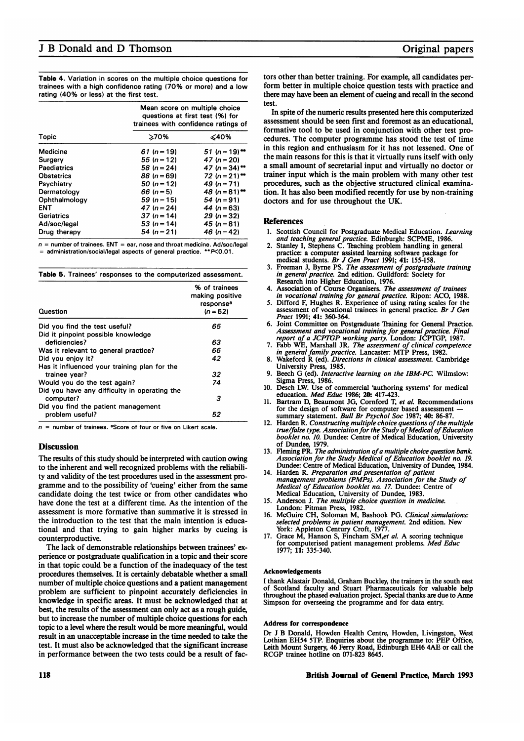**Table 4.** Variation in scores on the multiple choice questions for trainees with a high confidence rating (70% or more) and a low rating (40% or less) at the first test.

| Topic | Mean score on multiple choice questions at first test (%) for trainees with confidence ratings of | |
|---|---|---|
| | ≥70% | ≤40% |
| Medicine | *61* (*n* = 19) | *51* (*n* = 19)** |
| Surgery | *55* (*n* = 12) | *47* (*n* = 20) |
| Paediatrics | *58* (*n* = 24) | *47* (*n* = 34)** |
| Obstetrics | *88* (*n* = 69) | *72* (*n* = 21)** |
| Psychiatry | *50* (*n* = 12) | *49* (*n* = 71) |
| Dermatology | *66* (*n* = 5) | *48* (*n* = 81)** |
| Ophthalmology | *59* (*n* = 15) | *54* (*n* = 91) |
| ENT | *47* (*n* = 24) | *44* (*n* = 63) |
| Geriatrics | *37* (*n* = 14) | *29* (*n* = 32) |
| Ad/soc/legal | *53* (*n* = 14) | *45* (*n* = 81) |
| Drug therapy | *54* (*n* = 21) | *46* (*n* = 42) |

*n* = number of trainees. ENT = ear, nose and throat medicine. Ad/soc/legal = administration/social/legal aspects of general practice. ** $P<0.01$.

**Table 5.** Trainees' responses to the computerized assessment.

| Question | % of trainees making positive response[a] (*n* = 62) |
|---|---|
| Did you find the test useful? | *65* |
| Did it pinpoint possible knowledge deficiencies? | *63* |
| Was it relevant to general practice? | *66* |
| Did you enjoy it? | *42* |
| Has it influenced your training plan for the trainee year? | *32* |
| Would you do the test again? | *74* |
| Did you have any difficulty in operating the computer? | *3* |
| Did you find the patient management problem useful? | *52* |

*n* = number of trainees. [a]Score of four or five on Likert scale.

## Discussion

The results of this study should be interpreted with caution owing to the inherent and well recognized problems with the reliability and validity of the test procedures used in the assessment programme and to the possibility of 'cueing' either from the same candidate doing the test twice or from other candidates who have done the test at a different time. As the intention of the assessment is more formative than summative it is stressed in the introduction to the test that the main intention is educational and that trying to gain higher marks by cueing is counterproductive.

The lack of demonstrable relationships between trainees' experience or postgraduate qualification in a topic and their score in that topic could be a function of the inadequacy of the test procedures themselves. It is certainly debatable whether a small number of multiple choice questions and a patient management problem are sufficient to pinpoint accurately deficiencies in knowledge in specific areas. It must be acknowledged that at best, the results of the assessment can only act as a rough guide, but to increase the number of multiple choice questions for each topic to a level where the result would be more meaningful, would result in an unacceptable increase in the time needed to take the test. It must also be acknowledged that the significant increase in performance between the two tests could be a result of factors other than better training. For example, all candidates perform better in multiple choice question tests with practice and there may have been an element of cueing and recall in the second test.

In spite of the numeric results presented here this computerized assessment should be seen first and foremost as an educational, formative tool to be used in conjunction with other test procedures. The computer programme has stood the test of time in this region and enthusiasm for it has not lessened. One of the main reasons for this is that it virtually runs itself with only a small amount of secretarial input and virtually no doctor or trainer input which is the main problem with many other test procedures, such as the objective structured clinical examination. It has also been modified recently for use by non-training doctors and for use throughout the UK.

## References

1. Scottish Council for Postgraduate Medical Education. *Learning and teaching general practice.* Edinburgh: SCPME, 1986.
2. Stanley I, Stephens C. Teaching problem handling in general practice: a computer assisted learning software package for medical students. *Br J Gen Pract* 1991; **41:** 155-158.
3. Freeman J, Byrne PS. *The assessment of postgraduate training in general practice.* 2nd edition. Guildford: Society for Research into Higher Education, 1976.
4. Association of Course Organisers. *The assessment of trainees in vocational training for general practice.* Ripon: ACO, 1988.
5. Difford F, Hughes R. Experience of using rating scales for the assessment of vocational trainees in general practice. *Br J Gen Pract* 1991; **41:** 360-364.
6. Joint Committee on Postgraduate Training for General Practice. *Assessment and vocational training for general practice. Final report of a JCPTGP working party.* London: JCPTGP, 1987.
7. Fabb WE, Marshall JR. *The assessment of clinical competence in general family practice.* Lancaster: MTP Press, 1982.
8. Wakeford R (ed). *Directions in clinical assessment.* Cambridge University Press, 1985.
9. Beech G (ed). *Interactive learning on the IBM-PC.* Wilmslow: Sigma Press, 1986.
10. Desch LW. Use of commercial 'authoring systems' for medical education. *Med Educ* 1986; **20:** 417-423.
11. Bartram D, Beaumont JG, Cornford T, *et al.* Recommendations for the design of software for computer based assessment — summary statement. *Bull Br Psychol Soc* 1987; **40:** 86-87.
12. Harden R. *Constructing multiple choice questions of the multiple true/false type. Association for the Study of Medical of Education booklet no. 10.* Dundee: Centre of Medical Education, University of Dundee, 1979.
13. Fleming PR. *The administration of a multiple choice question bank. Association for the Study Medical of Education booklet no. 19.* Dundee: Centre of Medical Education, University of Dundee, 1984.
14. Harden R. *Preparation and presentation of patient management problems (PMPs). Association for the Study of Medical of Education booklet no. 17.* Dundee: Centre of Medical Education, University of Dundee, 1983.
15. Anderson J. *The multiple choice question in medicine.* London: Pitman Press, 1982.
16. McGuire CH, Soloman M, Bashook PG. *Clinical simulations: selected problems in patient management.* 2nd edition. New York: Appleton Century Croft, 1977.
17. Grace M, Hanson S, Fincham SM,*et al.* A scoring technique for computerised patient management problems. *Med Educ* 1977; **11:** 335-340.

### Acknowledgements

I thank Alastair Donald, Graham Buckley, the trainers in the south east of Scotland faculty and Stuart Pharmaceuticals for valuable help throughout the phased evaluation project. Special thanks are due to Anne Simpson for overseeing the programme and for data entry.

### Address for correspondence

Dr J B Donald, Howden Health Centre, Howden, Livingston, West Lothian EH54 5TP. Enquiries about the programme to: PEP Office, Leith Mount Surgery, 46 Ferry Road, Edinburgh EH6 4AE or call the RCGP trainee hotline on 071-823 8645.